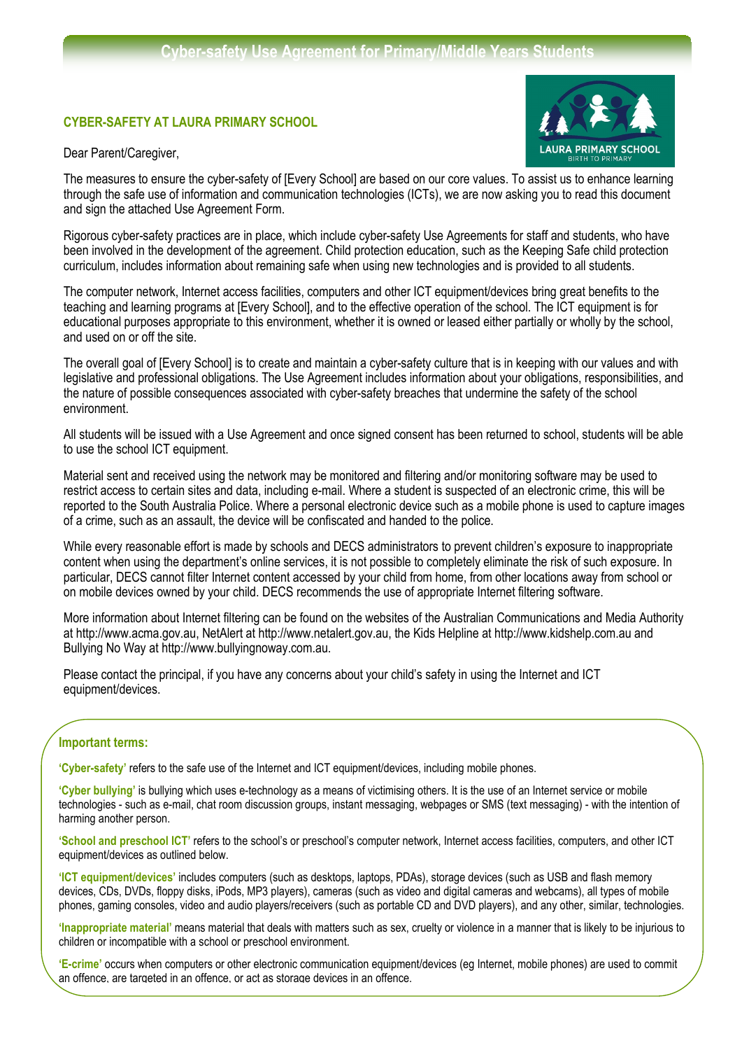# Cyber-safety Use Agreement for Primary/Middle Years Students

## CYBER-SAFETY AT LAURA PRIMARY SCHOOL

Dear Parent/Caregiver,

The measures to ensure the cyber-safety of [Every School] are based on our core values. To assist us to enhance learning through the safe use of information and communication technologies (ICTs), we are now asking you to read this document and sign the attached Use Agreement Form.

Rigorous cyber-safety practices are in place, which include cyber-safety Use Agreements for staff and students, who have been involved in the development of the agreement. Child protection education, such as the Keeping Safe child protection curriculum, includes information about remaining safe when using new technologies and is provided to all students.

The computer network, Internet access facilities, computers and other ICT equipment/devices bring great benefits to the teaching and learning programs at [Every School], and to the effective operation of the school. The ICT equipment is for educational purposes appropriate to this environment, whether it is owned or leased either partially or wholly by the school, and used on or off the site.

The overall goal of [Every School] is to create and maintain a cyber-safety culture that is in keeping with our values and with legislative and professional obligations. The Use Agreement includes information about your obligations, responsibilities, and the nature of possible consequences associated with cyber-safety breaches that undermine the safety of the school environment.

All students will be issued with a Use Agreement and once signed consent has been returned to school, students will be able to use the school ICT equipment.

Material sent and received using the network may be monitored and filtering and/or monitoring software may be used to restrict access to certain sites and data, including e-mail. Where a student is suspected of an electronic crime, this will be reported to the South Australia Police. Where a personal electronic device such as a mobile phone is used to capture images of a crime, such as an assault, the device will be confiscated and handed to the police.

While every reasonable effort is made by schools and DECS administrators to prevent children's exposure to inappropriate content when using the department's online services, it is not possible to completely eliminate the risk of such exposure. In particular, DECS cannot filter Internet content accessed by your child from home, from other locations away from school or on mobile devices owned by your child. DECS recommends the use of appropriate Internet filtering software.

More information about Internet filtering can be found on the websites of the Australian Communications and Media Authority at http://www.acma.gov.au, NetAlert at http://www.netalert.gov.au, the Kids Helpline at http://www.kidshelp.com.au and Bullying No Way at http://www.bullyingnoway.com.au.

Please contact the principal, if you have any concerns about your child's safety in using the Internet and ICT equipment/devices.

### Important terms:

**'Cyber-safety'** refers to the safe use of the Internet and ICT equipment/devices, including mobile phones.

**'Cyber bullying'** is bullying which uses e-technology as a means of victimising others. It is the use of an Internet service or mobile technologies - such as e-mail, chat room discussion groups, instant messaging, webpages or SMS (text messaging) - with the intention of harming another person.

**'School and preschool ICT'** refers to the school's or preschool's computer network, Internet access facilities, computers, and other ICT equipment/devices as outlined below.

**'ICT equipment/devices'** includes computers (such as desktops, laptops, PDAs), storage devices (such as USB and flash memory devices, CDs, DVDs, floppy disks, iPods, MP3 players), cameras (such as video and digital cameras and webcams), all types of mobile phones, gaming consoles, video and audio players/receivers (such as portable CD and DVD players), and any other, similar, technologies.

**'Inappropriate material'** means material that deals with matters such as sex, cruelty or violence in a manner that is likely to be injurious to children or incompatible with a school or preschool environment.

**'E-crime'** occurs when computers or other electronic communication equipment/devices (eg Internet, mobile phones) are used to commit an offence, are targeted in an offence, or act as storage devices in an offence.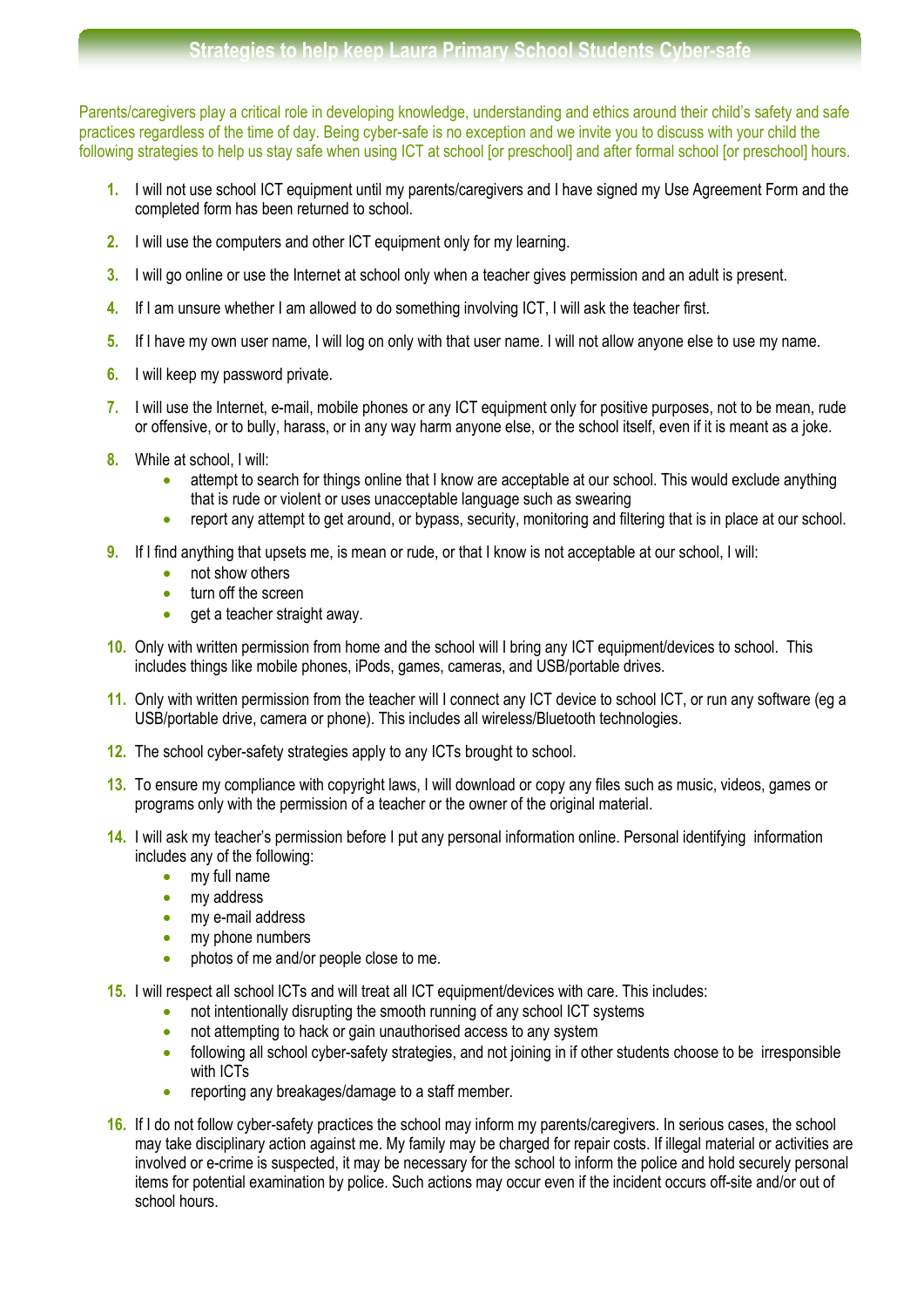## Strategies to help keep Laura Primary School Students Cyber-safe

Parents/caregivers play a critical role in developing knowledge, understanding and ethics around their child's safety and safe practices regardless of the time of day. Being cyber-safe is no exception and we invite you to discuss with your child the following strategies to help us stay safe when using ICT at school [or preschool] and after formal school [or preschool] hours.

1. I will not use school ICT equipment until my parents/caregivers and I have signed my Use Agreement Form and the completed form has been returned to school.
2. I will use the computers and other ICT equipment only for my learning.
3. I will go online or use the Internet at school only when a teacher gives permission and an adult is present.
4. If I am unsure whether I am allowed to do something involving ICT, I will ask the teacher first.
5. If I have my own user name, I will log on only with that user name. I will not allow anyone else to use my name.
6. I will keep my password private.
7. I will use the Internet, e-mail, mobile phones or any ICT equipment only for positive purposes, not to be mean, rude or offensive, or to bully, harass, or in any way harm anyone else, or the school itself, even if it is meant as a joke.
8. While at school, I will:
   - attempt to search for things online that I know are acceptable at our school. This would exclude anything that is rude or violent or uses unacceptable language such as swearing
   - report any attempt to get around, or bypass, security, monitoring and filtering that is in place at our school.
9. If I find anything that upsets me, is mean or rude, or that I know is not acceptable at our school, I will:
   - not show others
   - turn off the screen
   - get a teacher straight away.
10. Only with written permission from home and the school will I bring any ICT equipment/devices to school. This includes things like mobile phones, iPods, games, cameras, and USB/portable drives.
11. Only with written permission from the teacher will I connect any ICT device to school ICT, or run any software (eg a USB/portable drive, camera or phone). This includes all wireless/Bluetooth technologies.
12. The school cyber-safety strategies apply to any ICTs brought to school.
13. To ensure my compliance with copyright laws, I will download or copy any files such as music, videos, games or programs only with the permission of a teacher or the owner of the original material.
14. I will ask my teacher's permission before I put any personal information online. Personal identifying information includes any of the following:
    - my full name
    - my address
    - my e-mail address
    - my phone numbers
    - photos of me and/or people close to me.
15. I will respect all school ICTs and will treat all ICT equipment/devices with care. This includes:
    - not intentionally disrupting the smooth running of any school ICT systems
    - not attempting to hack or gain unauthorised access to any system
    - following all school cyber-safety strategies, and not joining in if other students choose to be irresponsible with ICTs
    - reporting any breakages/damage to a staff member.
16. If I do not follow cyber-safety practices the school may inform my parents/caregivers. In serious cases, the school may take disciplinary action against me. My family may be charged for repair costs. If illegal material or activities are involved or e-crime is suspected, it may be necessary for the school to inform the police and hold securely personal items for potential examination by police. Such actions may occur even if the incident occurs off-site and/or out of school hours.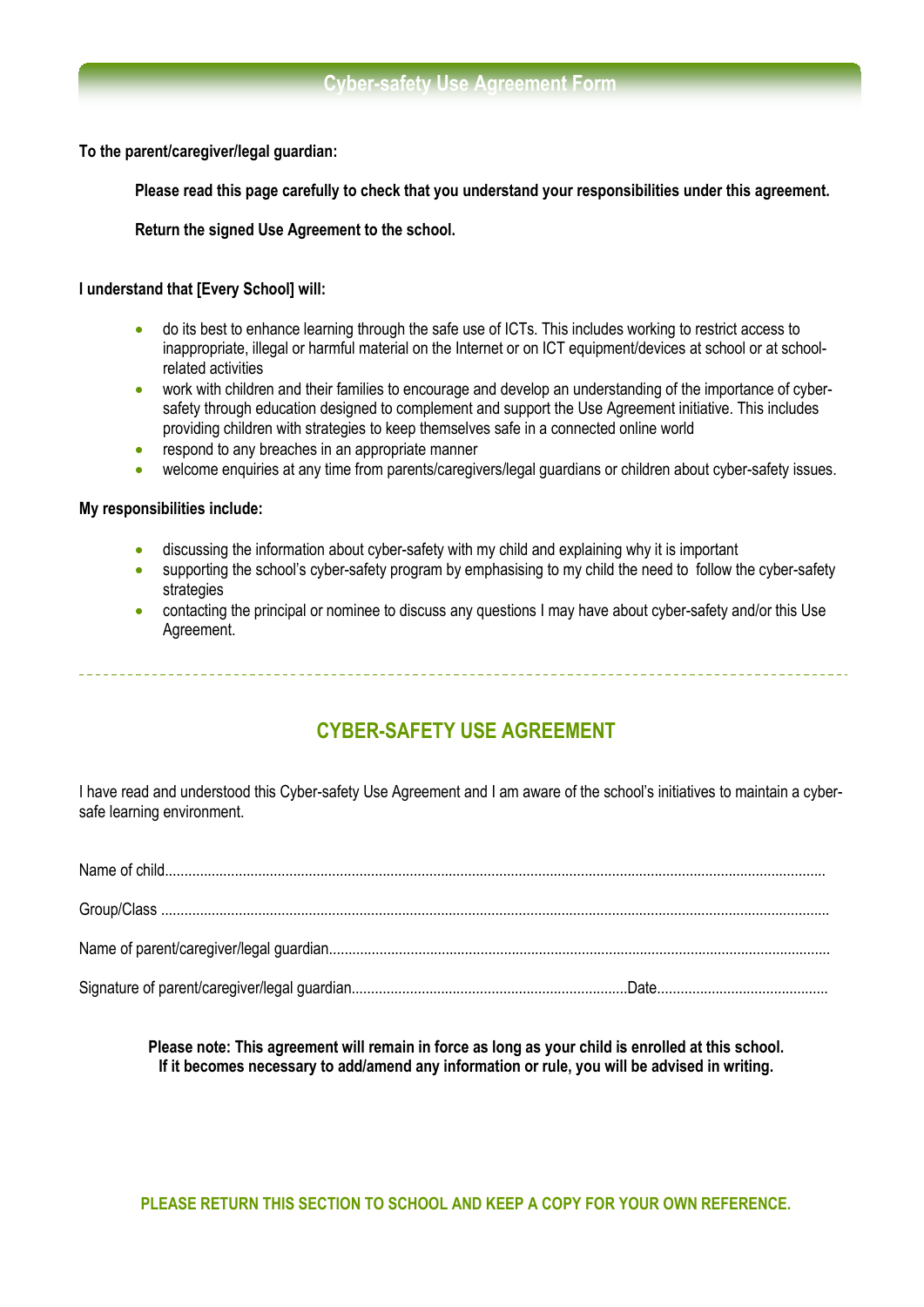## Cyber-safety Use Agreement Form

**To the parent/caregiver/legal guardian:**

**Please read this page carefully to check that you understand your responsibilities under this agreement.**

**Return the signed Use Agreement to the school.**

**I understand that [Every School] will:**

- do its best to enhance learning through the safe use of ICTs. This includes working to restrict access to inappropriate, illegal or harmful material on the Internet or on ICT equipment/devices at school or at school-related activities
- work with children and their families to encourage and develop an understanding of the importance of cyber-safety through education designed to complement and support the Use Agreement initiative. This includes providing children with strategies to keep themselves safe in a connected online world
- respond to any breaches in an appropriate manner
- welcome enquiries at any time from parents/caregivers/legal guardians or children about cyber-safety issues.

**My responsibilities include:**

- discussing the information about cyber-safety with my child and explaining why it is important
- supporting the school's cyber-safety program by emphasising to my child the need to follow the cyber-safety strategies
- contacting the principal or nominee to discuss any questions I may have about cyber-safety and/or this Use Agreement.

---

## CYBER-SAFETY USE AGREEMENT

I have read and understood this Cyber-safety Use Agreement and I am aware of the school's initiatives to maintain a cyber-safe learning environment.

Name of child..........................................................................................................................................................

Group/Class ...........................................................................................................................................................

Name of parent/caregiver/legal guardian.................................................................................................................

Signature of parent/caregiver/legal guardian.......................................................................Date............................................

**Please note: This agreement will remain in force as long as your child is enrolled at this school.**
**If it becomes necessary to add/amend any information or rule, you will be advised in writing.**

**PLEASE RETURN THIS SECTION TO SCHOOL AND KEEP A COPY FOR YOUR OWN REFERENCE.**